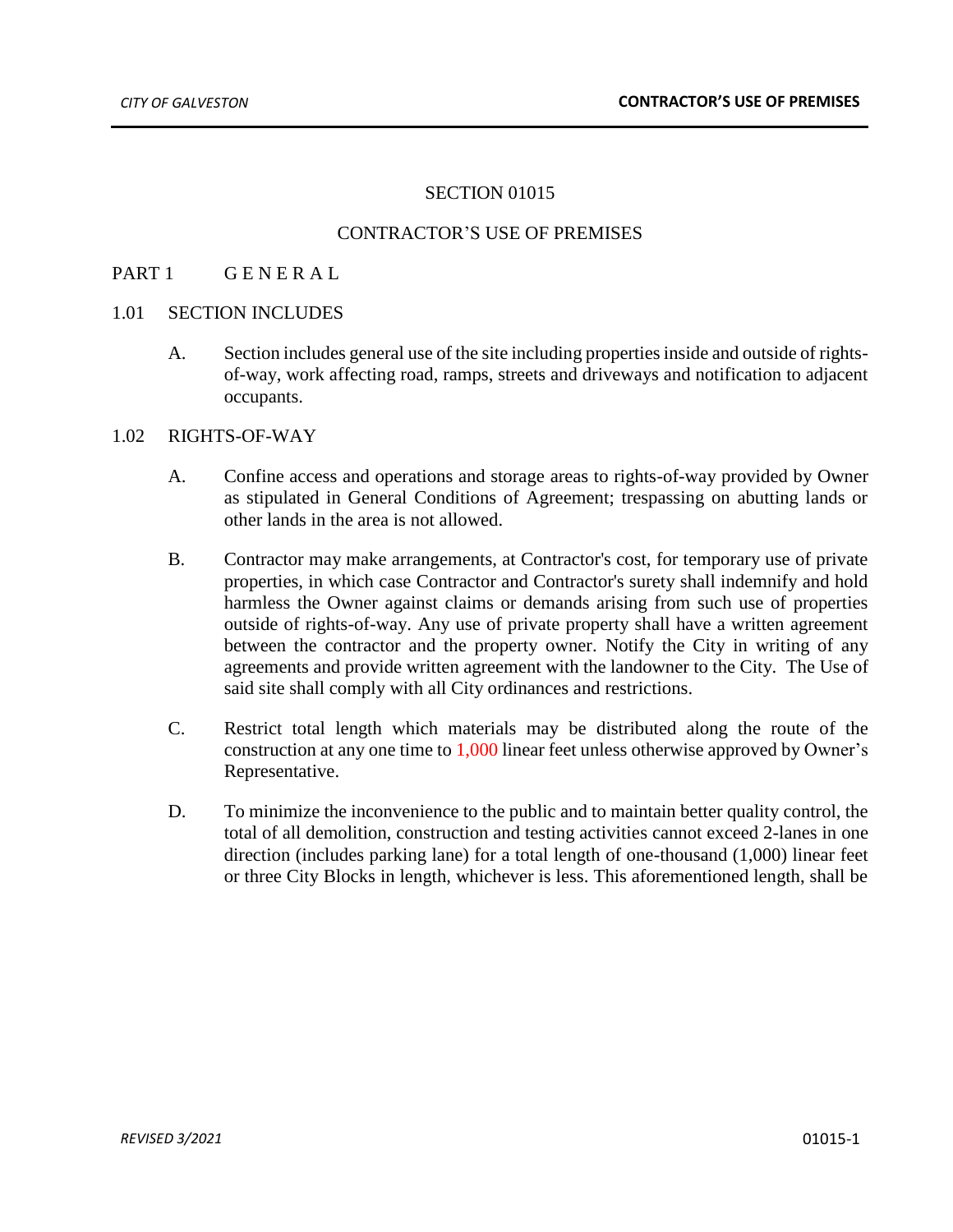# SECTION 01015

# CONTRACTOR'S USE OF PREMISES

## PART 1 G E N E R A L

### 1.01 SECTION INCLUDES

A. Section includes general use of the site including properties inside and outside of rights-of-way, work affecting road, ramps, streets and driveways and notification to adjacent occupants.

### 1.02 RIGHTS-OF-WAY

A. Confine access and operations and storage areas to rights-of-way provided by Owner as stipulated in General Conditions of Agreement; trespassing on abutting lands or other lands in the area is not allowed.

B. Contractor may make arrangements, at Contractor's cost, for temporary use of private properties, in which case Contractor and Contractor's surety shall indemnify and hold harmless the Owner against claims or demands arising from such use of properties outside of rights-of-way. Any use of private property shall have a written agreement between the contractor and the property owner. Notify the City in writing of any agreements and provide written agreement with the landowner to the City. The Use of said site shall comply with all City ordinances and restrictions.

C. Restrict total length which materials may be distributed along the route of the construction at any one time to 1,000 linear feet unless otherwise approved by Owner's Representative.

D. To minimize the inconvenience to the public and to maintain better quality control, the total of all demolition, construction and testing activities cannot exceed 2-lanes in one direction (includes parking lane) for a total length of one-thousand (1,000) linear feet or three City Blocks in length, whichever is less. This aforementioned length, shall be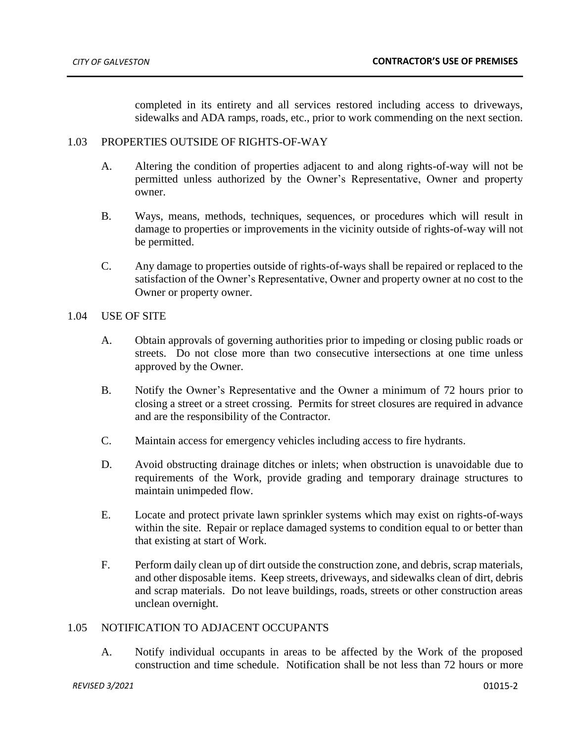completed in its entirety and all services restored including access to driveways, sidewalks and ADA ramps, roads, etc., prior to work commending on the next section.

## 1.03 PROPERTIES OUTSIDE OF RIGHTS-OF-WAY

A. Altering the condition of properties adjacent to and along rights-of-way will not be permitted unless authorized by the Owner's Representative, Owner and property owner.

B. Ways, means, methods, techniques, sequences, or procedures which will result in damage to properties or improvements in the vicinity outside of rights-of-way will not be permitted.

C. Any damage to properties outside of rights-of-ways shall be repaired or replaced to the satisfaction of the Owner's Representative, Owner and property owner at no cost to the Owner or property owner.

## 1.04 USE OF SITE

A. Obtain approvals of governing authorities prior to impeding or closing public roads or streets. Do not close more than two consecutive intersections at one time unless approved by the Owner.

B. Notify the Owner's Representative and the Owner a minimum of 72 hours prior to closing a street or a street crossing. Permits for street closures are required in advance and are the responsibility of the Contractor.

C. Maintain access for emergency vehicles including access to fire hydrants.

D. Avoid obstructing drainage ditches or inlets; when obstruction is unavoidable due to requirements of the Work, provide grading and temporary drainage structures to maintain unimpeded flow.

E. Locate and protect private lawn sprinkler systems which may exist on rights-of-ways within the site. Repair or replace damaged systems to condition equal to or better than that existing at start of Work.

F. Perform daily clean up of dirt outside the construction zone, and debris, scrap materials, and other disposable items. Keep streets, driveways, and sidewalks clean of dirt, debris and scrap materials. Do not leave buildings, roads, streets or other construction areas unclean overnight.

## 1.05 NOTIFICATION TO ADJACENT OCCUPANTS

A. Notify individual occupants in areas to be affected by the Work of the proposed construction and time schedule. Notification shall be not less than 72 hours or more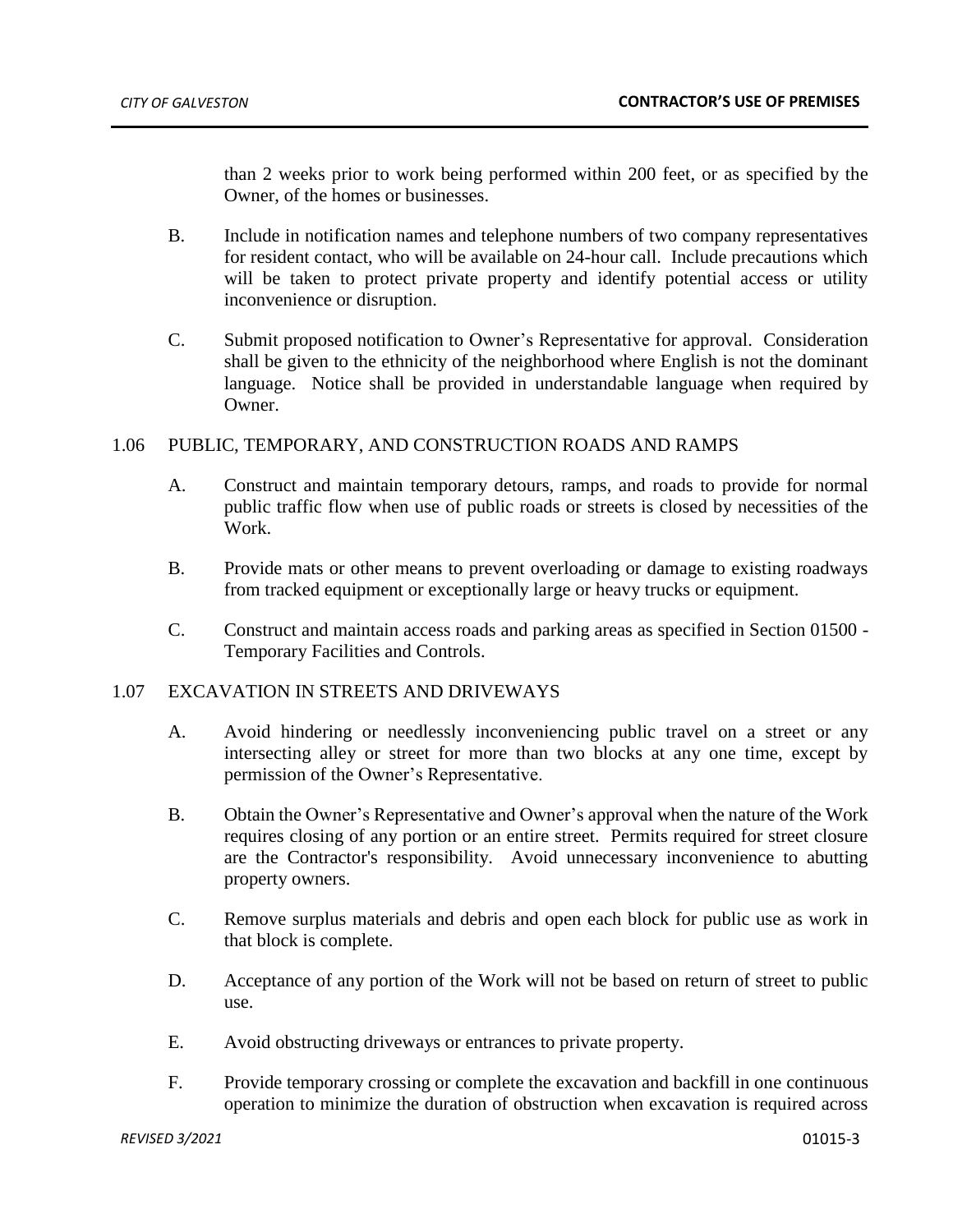than 2 weeks prior to work being performed within 200 feet, or as specified by the Owner, of the homes or businesses.

B. Include in notification names and telephone numbers of two company representatives for resident contact, who will be available on 24-hour call. Include precautions which will be taken to protect private property and identify potential access or utility inconvenience or disruption.

C. Submit proposed notification to Owner's Representative for approval. Consideration shall be given to the ethnicity of the neighborhood where English is not the dominant language. Notice shall be provided in understandable language when required by Owner.

## 1.06 PUBLIC, TEMPORARY, AND CONSTRUCTION ROADS AND RAMPS

A. Construct and maintain temporary detours, ramps, and roads to provide for normal public traffic flow when use of public roads or streets is closed by necessities of the Work.

B. Provide mats or other means to prevent overloading or damage to existing roadways from tracked equipment or exceptionally large or heavy trucks or equipment.

C. Construct and maintain access roads and parking areas as specified in Section 01500 - Temporary Facilities and Controls.

## 1.07 EXCAVATION IN STREETS AND DRIVEWAYS

A. Avoid hindering or needlessly inconveniencing public travel on a street or any intersecting alley or street for more than two blocks at any one time, except by permission of the Owner's Representative.

B. Obtain the Owner's Representative and Owner's approval when the nature of the Work requires closing of any portion or an entire street. Permits required for street closure are the Contractor's responsibility. Avoid unnecessary inconvenience to abutting property owners.

C. Remove surplus materials and debris and open each block for public use as work in that block is complete.

D. Acceptance of any portion of the Work will not be based on return of street to public use.

E. Avoid obstructing driveways or entrances to private property.

F. Provide temporary crossing or complete the excavation and backfill in one continuous operation to minimize the duration of obstruction when excavation is required across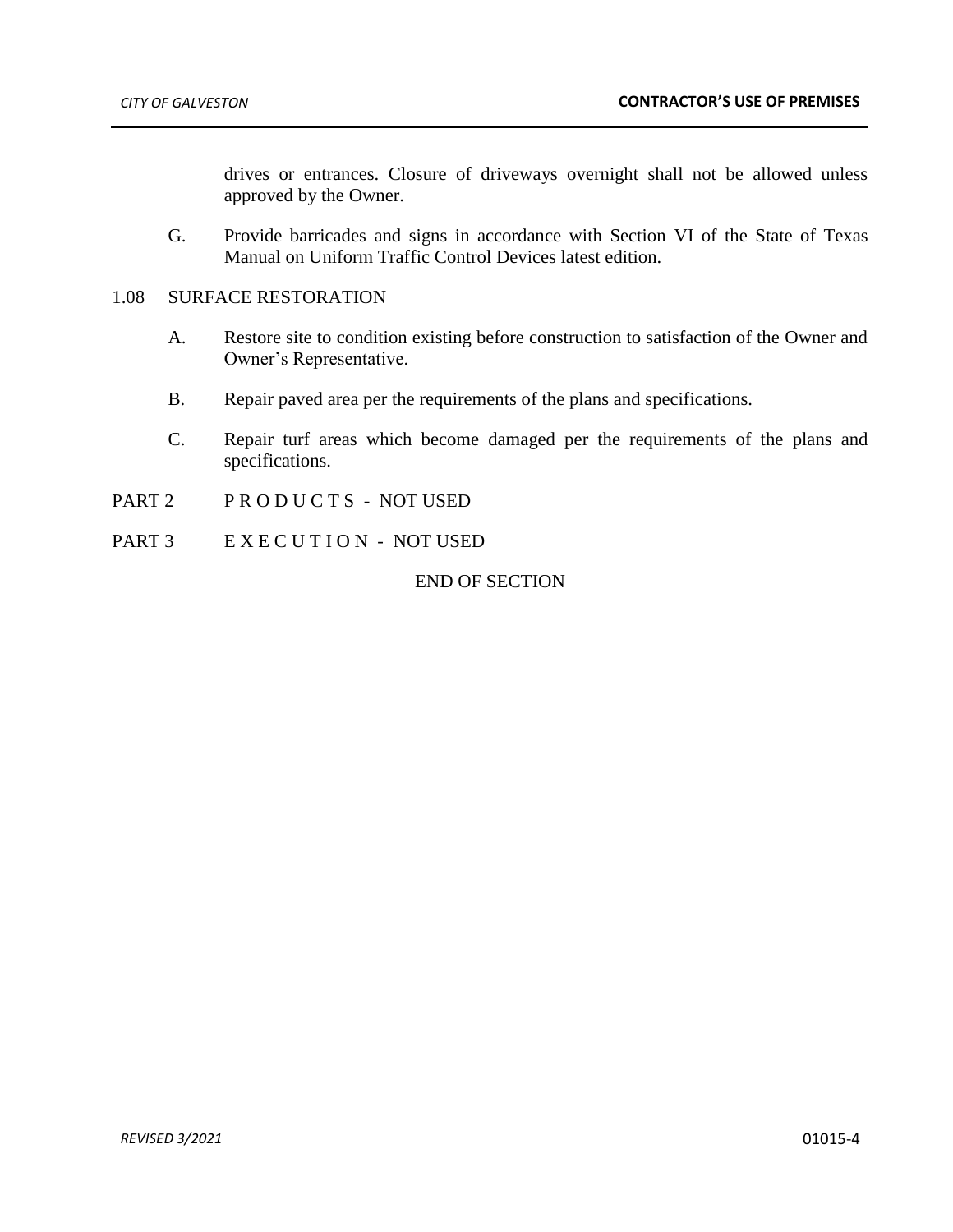drives or entrances. Closure of driveways overnight shall not be allowed unless approved by the Owner.

G. Provide barricades and signs in accordance with Section VI of the State of Texas Manual on Uniform Traffic Control Devices latest edition.

## 1.08 SURFACE RESTORATION

A. Restore site to condition existing before construction to satisfaction of the Owner and Owner's Representative.

B. Repair paved area per the requirements of the plans and specifications.

C. Repair turf areas which become damaged per the requirements of the plans and specifications.

## PART 2 P R O D U C T S - NOT USED

## PART 3 E X E C U T I O N - NOT USED

END OF SECTION